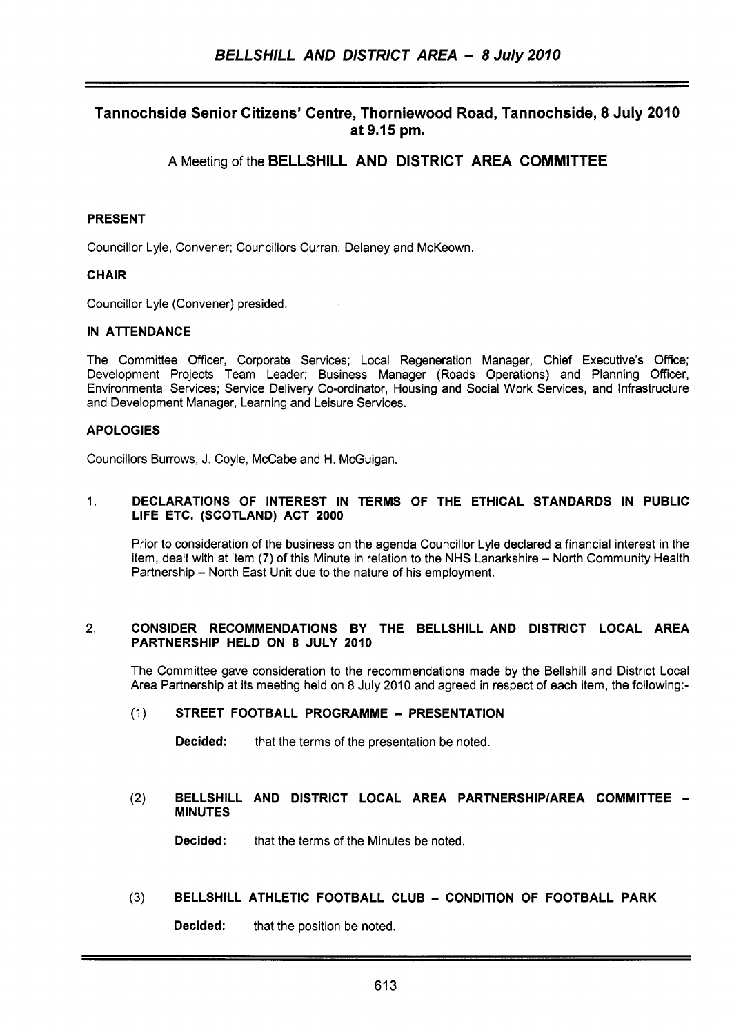# Tannochside Senior Citizens' Centre, Thorniewood Road, Tannochside, 8 July 2010 at 9.15 pm.

## A Meeting of the BELLSHILL AND DISTRICT AREA COMMITTEE

### PRESENT

Councillor Lyle, Convener; Councillors Curran, Delaney and McKeown.

### CHAIR

Councillor Lyle (Convener) presided.

### IN ATTENDANCE

The Committee Officer, Corporate Services; Local Regeneration Manager, Chief Executive's Office; Development Projects Team Leader; Business Manager (Roads Operations) and Planning Officer, Environmental Services; Service Delivery Co-ordinator, Housing and Social Work Services, and Infrastructure and Development Manager, Learning and Leisure Services.

### APOLOGIES

Councillors Burrows, J. Coyle, McCabe and H. McGuigan.

1. **DECLARATIONS OF INTEREST IN TERMS OF THE ETHICAL STANDARDS IN PUBLIC LIFE ETC. (SCOTLAND) ACT 2000**

   Prior to consideration of the business on the agenda Councillor Lyle declared a financial interest in the item, dealt with at item (7) of this Minute in relation to the NHS Lanarkshire – North Community Health Partnership – North East Unit due to the nature of his employment.

2. **CONSIDER RECOMMENDATIONS BY THE BELLSHILL AND DISTRICT LOCAL AREA PARTNERSHIP HELD ON 8 JULY 2010**

   The Committee gave consideration to the recommendations made by the Bellshill and District Local Area Partnership at its meeting held on 8 July 2010 and agreed in respect of each item, the following:-

   (1) **STREET FOOTBALL PROGRAMME – PRESENTATION**

   **Decided:** that the terms of the presentation be noted.

   (2) **BELLSHILL AND DISTRICT LOCAL AREA PARTNERSHIP/AREA COMMITTEE – MINUTES**

   **Decided:** that the terms of the Minutes be noted.

   (3) **BELLSHILL ATHLETIC FOOTBALL CLUB – CONDITION OF FOOTBALL PARK**

   **Decided:** that the position be noted.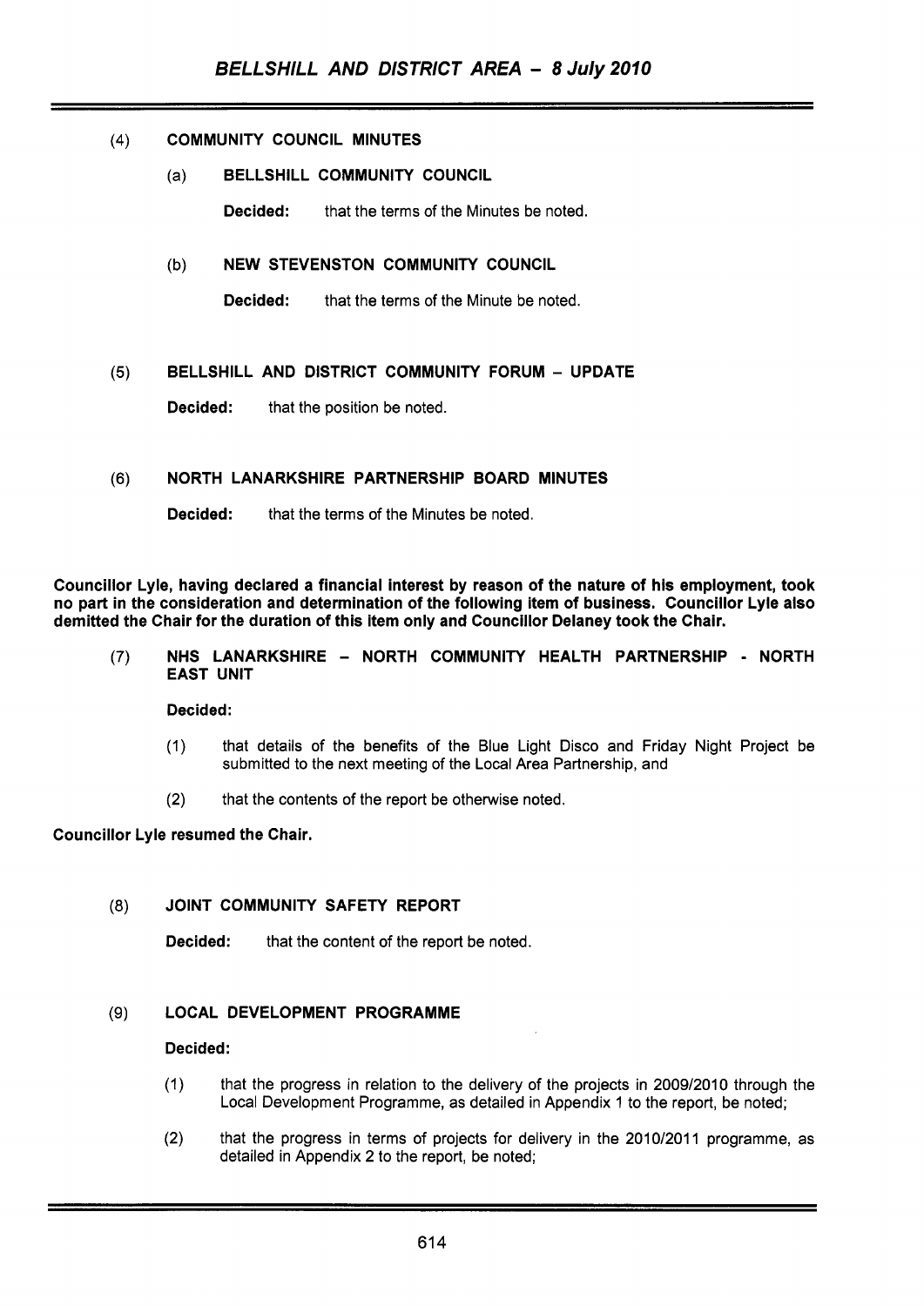(4) **COMMUNITY COUNCIL MINUTES**

(a) **BELLSHILL COMMUNITY COUNCIL**

**Decided:** that the terms of the Minutes be noted.

(b) **NEW STEVENSTON COMMUNITY COUNCIL**

**Decided:** that the terms of the Minute be noted.

(5) **BELLSHILL AND DISTRICT COMMUNITY FORUM – UPDATE**

**Decided:** that the position be noted.

(6) **NORTH LANARKSHIRE PARTNERSHIP BOARD MINUTES**

**Decided:** that the terms of the Minutes be noted.

**Councillor Lyle, having declared a financial interest by reason of the nature of his employment, took no part in the consideration and determination of the following item of business. Councillor Lyle also demitted the Chair for the duration of this item only and Councillor Delaney took the Chair.**

(7) **NHS LANARKSHIRE – NORTH COMMUNITY HEALTH PARTNERSHIP - NORTH EAST UNIT**

**Decided:**

(1) that details of the benefits of the Blue Light Disco and Friday Night Project be submitted to the next meeting of the Local Area Partnership, and

(2) that the contents of the report be otherwise noted.

**Councillor Lyle resumed the Chair.**

(8) **JOINT COMMUNITY SAFETY REPORT**

**Decided:** that the content of the report be noted.

(9) **LOCAL DEVELOPMENT PROGRAMME**

**Decided:**

(1) that the progress in relation to the delivery of the projects in 2009/2010 through the Local Development Programme, as detailed in Appendix 1 to the report, be noted;

(2) that the progress in terms of projects for delivery in the 2010/2011 programme, as detailed in Appendix 2 to the report, be noted;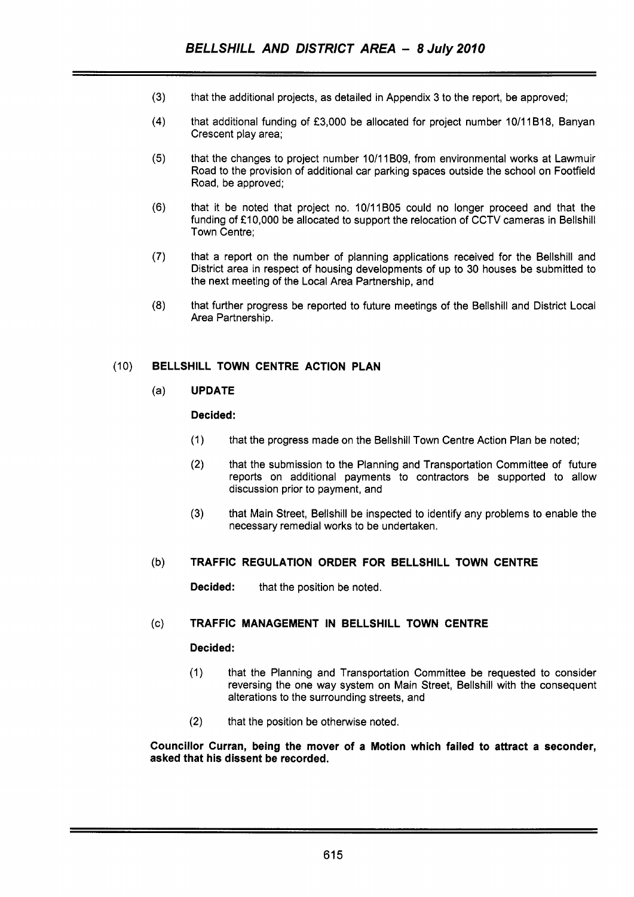(3) that the additional projects, as detailed in Appendix 3 to the report, be approved;

(4) that additional funding of £3,000 be allocated for project number 10/11B18, Banyan Crescent play area;

(5) that the changes to project number 10/11B09, from environmental works at Lawmuir Road to the provision of additional car parking spaces outside the school on Footfield Road, be approved;

(6) that it be noted that project no. 10/11B05 could no longer proceed and that the funding of £10,000 be allocated to support the relocation of CCTV cameras in Bellshill Town Centre;

(7) that a report on the number of planning applications received for the Bellshill and District area in respect of housing developments of up to 30 houses be submitted to the next meeting of the Local Area Partnership, and

(8) that further progress be reported to future meetings of the Bellshill and District Local Area Partnership.

## (10) BELLSHILL TOWN CENTRE ACTION PLAN

### (a) UPDATE

**Decided:**

(1) that the progress made on the Bellshill Town Centre Action Plan be noted;

(2) that the submission to the Planning and Transportation Committee of future reports on additional payments to contractors be supported to allow discussion prior to payment, and

(3) that Main Street, Bellshill be inspected to identify any problems to enable the necessary remedial works to be undertaken.

### (b) TRAFFIC REGULATION ORDER FOR BELLSHILL TOWN CENTRE

**Decided:** that the position be noted.

### (c) TRAFFIC MANAGEMENT IN BELLSHILL TOWN CENTRE

**Decided:**

(1) that the Planning and Transportation Committee be requested to consider reversing the one way system on Main Street, Bellshill with the consequent alterations to the surrounding streets, and

(2) that the position be otherwise noted.

**Councillor Curran, being the mover of a Motion which failed to attract a seconder, asked that his dissent be recorded.**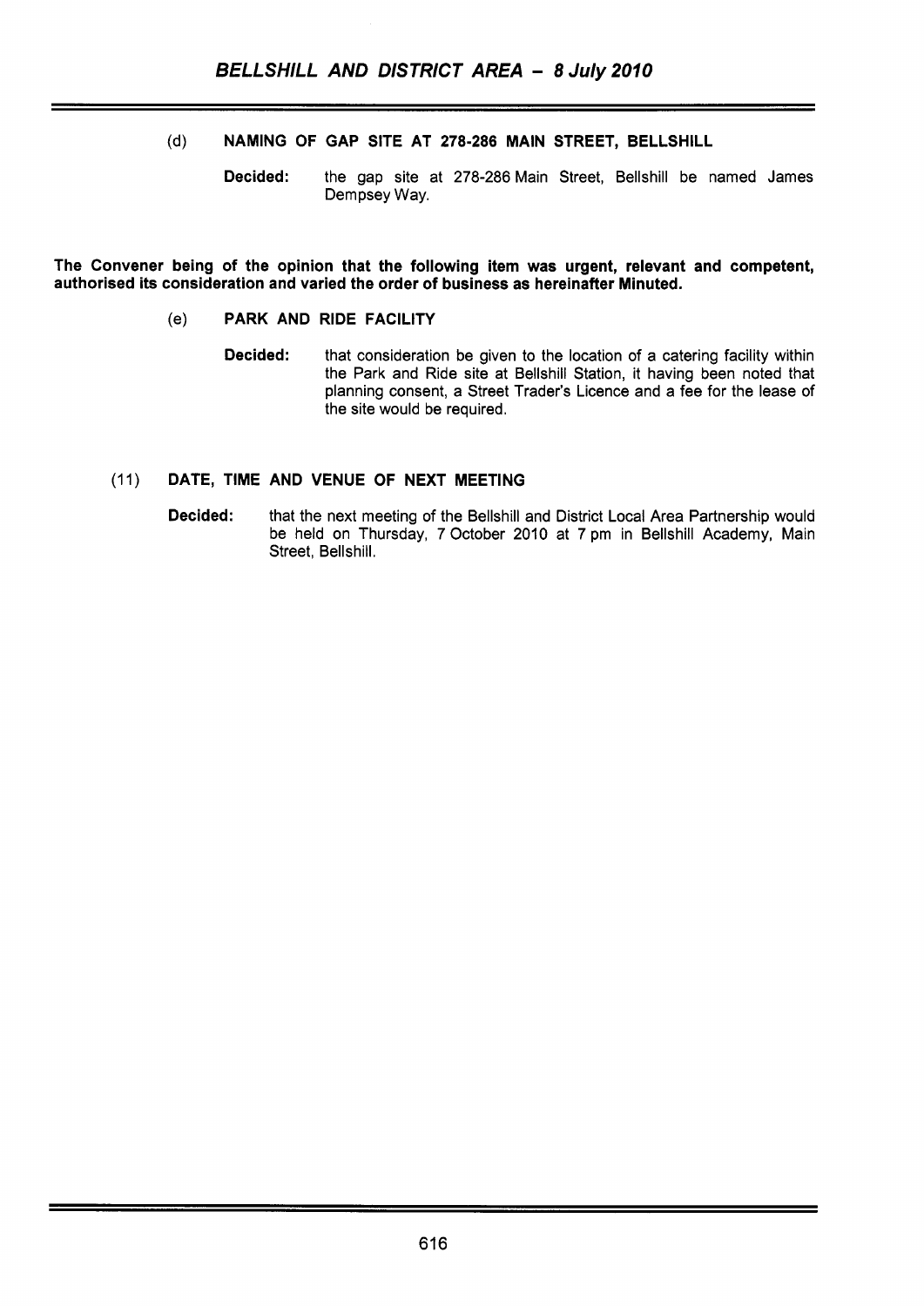(d) **NAMING OF GAP SITE AT 278-286 MAIN STREET, BELLSHILL**

**Decided:** the gap site at 278-286 Main Street, Bellshill be named James Dempsey Way.

**The Convener being of the opinion that the following item was urgent, relevant and competent, authorised its consideration and varied the order of business as hereinafter Minuted.**

(e) **PARK AND RIDE FACILITY**

**Decided:** that consideration be given to the location of a catering facility within the Park and Ride site at Bellshill Station, it having been noted that planning consent, a Street Trader's Licence and a fee for the lease of the site would be required.

(11) **DATE, TIME AND VENUE OF NEXT MEETING**

**Decided:** that the next meeting of the Bellshill and District Local Area Partnership would be held on Thursday, 7 October 2010 at 7 pm in Bellshill Academy, Main Street, Bellshill.